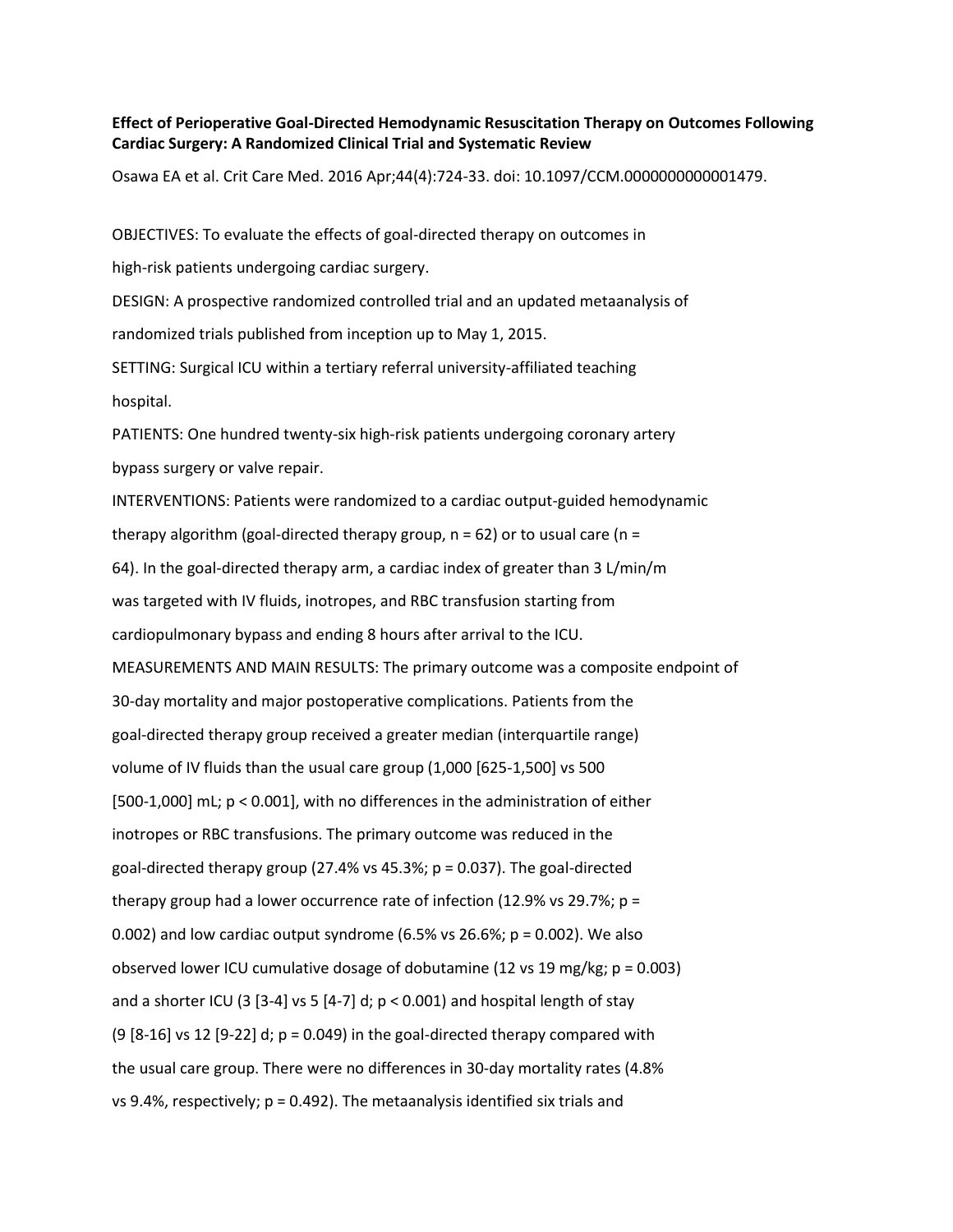**Effect of Perioperative Goal-Directed Hemodynamic Resuscitation Therapy on Outcomes Following Cardiac Surgery: A Randomized Clinical Trial and Systematic Review**

Osawa EA et al. Crit Care Med. 2016 Apr;44(4):724-33. doi: 10.1097/CCM.0000000000001479.

OBJECTIVES: To evaluate the effects of goal-directed therapy on outcomes in high-risk patients undergoing cardiac surgery.

DESIGN: A prospective randomized controlled trial and an updated metaanalysis of randomized trials published from inception up to May 1, 2015.

SETTING: Surgical ICU within a tertiary referral university-affiliated teaching hospital.

PATIENTS: One hundred twenty-six high-risk patients undergoing coronary artery bypass surgery or valve repair.

INTERVENTIONS: Patients were randomized to a cardiac output-guided hemodynamic therapy algorithm (goal-directed therapy group, n = 62) or to usual care (n = 64). In the goal-directed therapy arm, a cardiac index of greater than 3 L/min/m was targeted with IV fluids, inotropes, and RBC transfusion starting from cardiopulmonary bypass and ending 8 hours after arrival to the ICU.

MEASUREMENTS AND MAIN RESULTS: The primary outcome was a composite endpoint of 30-day mortality and major postoperative complications. Patients from the goal-directed therapy group received a greater median (interquartile range) volume of IV fluids than the usual care group (1,000 [625-1,500] vs 500 [500-1,000] mL; $p < 0.001$), with no differences in the administration of either inotropes or RBC transfusions. The primary outcome was reduced in the goal-directed therapy group (27.4% vs 45.3%; $p = 0.037$). The goal-directed therapy group had a lower occurrence rate of infection (12.9% vs 29.7%; $p = 0.002$) and low cardiac output syndrome (6.5% vs 26.6%; $p = 0.002$). We also observed lower ICU cumulative dosage of dobutamine (12 vs 19 mg/kg; $p = 0.003$) and a shorter ICU (3 [3-4] vs 5 [4-7] d; $p < 0.001$) and hospital length of stay (9 [8-16] vs 12 [9-22] d; $p = 0.049$) in the goal-directed therapy compared with the usual care group. There were no differences in 30-day mortality rates (4.8% vs 9.4%, respectively; $p = 0.492$). The metaanalysis identified six trials and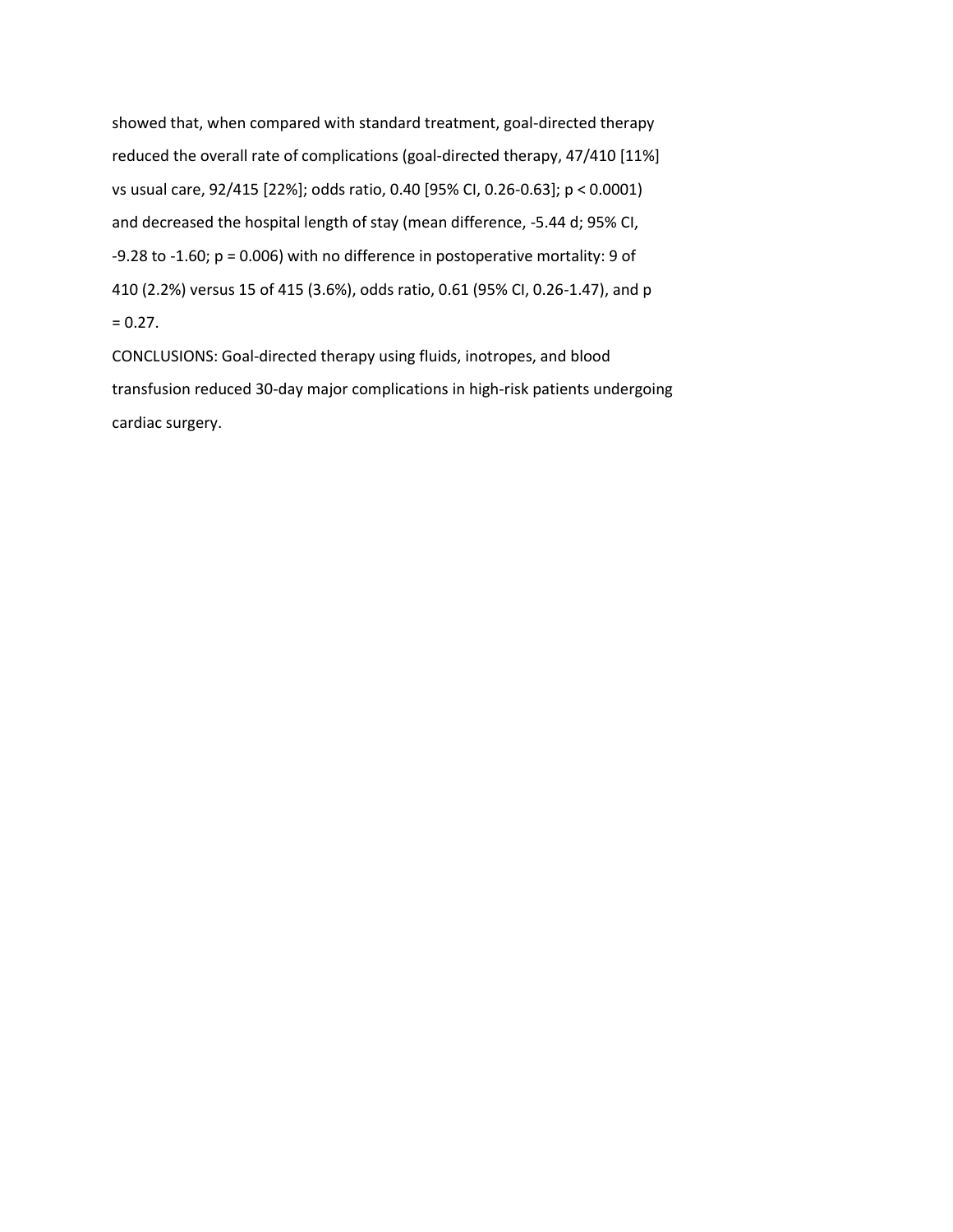showed that, when compared with standard treatment, goal-directed therapy reduced the overall rate of complications (goal-directed therapy, 47/410 [11%] vs usual care, 92/415 [22%]; odds ratio, 0.40 [95% CI, 0.26-0.63]; $p < 0.0001$) and decreased the hospital length of stay (mean difference, -5.44 d; 95% CI, -9.28 to -1.60; $p = 0.006$) with no difference in postoperative mortality: 9 of 410 (2.2%) versus 15 of 415 (3.6%), odds ratio, 0.61 (95% CI, 0.26-1.47), and $p = 0.27$.

CONCLUSIONS: Goal-directed therapy using fluids, inotropes, and blood transfusion reduced 30-day major complications in high-risk patients undergoing cardiac surgery.